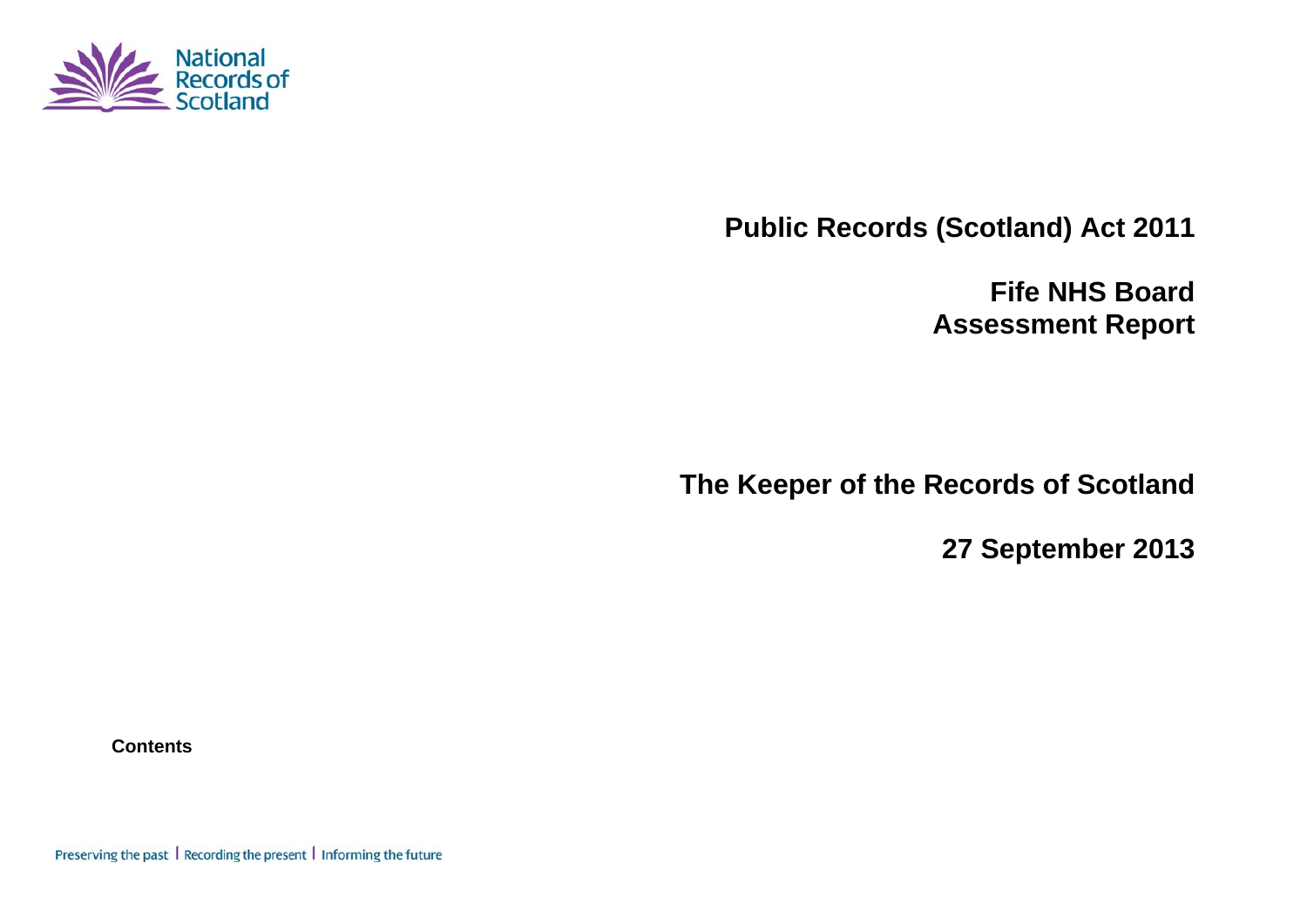National Records of Scotland

# Public Records (Scotland) Act 2011

## Fife NHS Board
## Assessment Report

## The Keeper of the Records of Scotland

## 27 September 2013

**Contents**

Preserving the past | Recording the present | Informing the future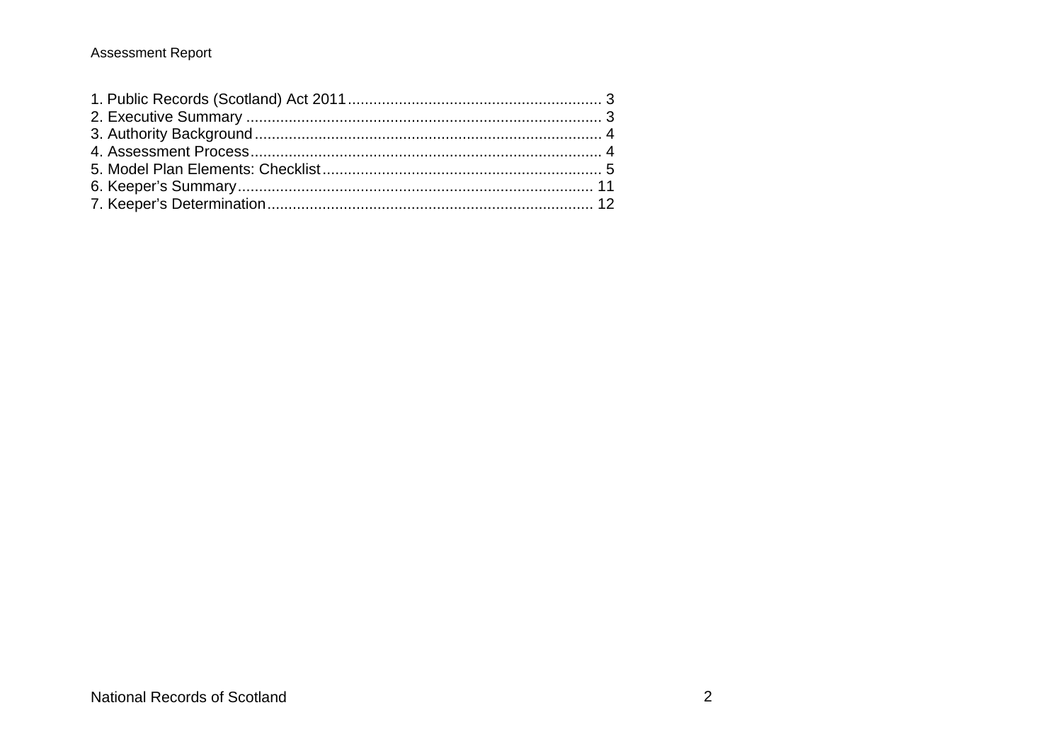1. Public Records (Scotland) Act 2011 .......................................................... 3
2. Executive Summary .................................................................................. 3
3. Authority Background ................................................................................ 4
4. Assessment Process .................................................................................. 4
5. Model Plan Elements: Checklist ................................................................. 5
6. Keeper's Summary .................................................................................. 11
7. Keeper's Determination ............................................................................ 12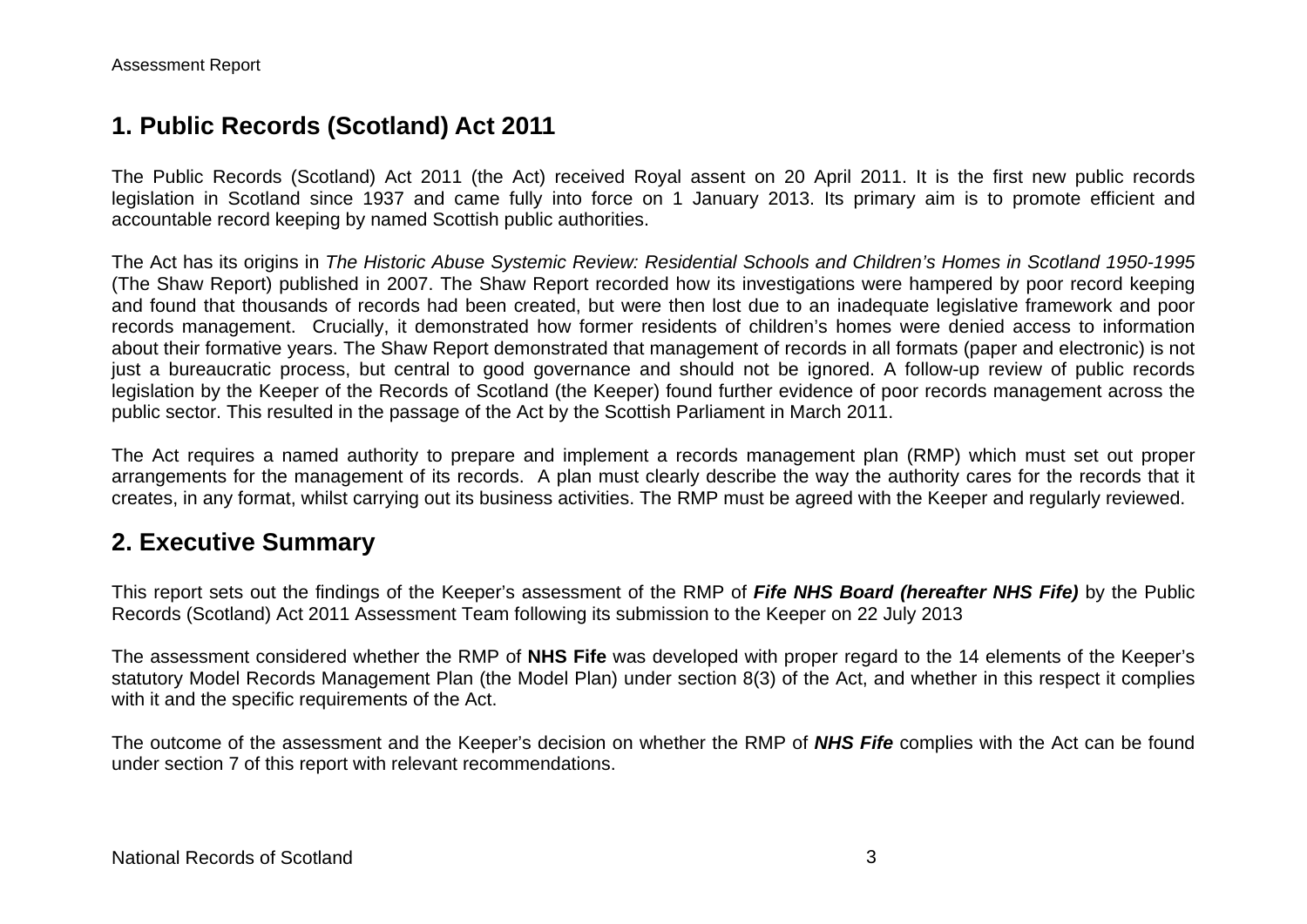## 1. Public Records (Scotland) Act 2011

The Public Records (Scotland) Act 2011 (the Act) received Royal assent on 20 April 2011. It is the first new public records legislation in Scotland since 1937 and came fully into force on 1 January 2013. Its primary aim is to promote efficient and accountable record keeping by named Scottish public authorities.

The Act has its origins in *The Historic Abuse Systemic Review: Residential Schools and Children's Homes in Scotland 1950-1995* (The Shaw Report) published in 2007. The Shaw Report recorded how its investigations were hampered by poor record keeping and found that thousands of records had been created, but were then lost due to an inadequate legislative framework and poor records management. Crucially, it demonstrated how former residents of children's homes were denied access to information about their formative years. The Shaw Report demonstrated that management of records in all formats (paper and electronic) is not just a bureaucratic process, but central to good governance and should not be ignored. A follow-up review of public records legislation by the Keeper of the Records of Scotland (the Keeper) found further evidence of poor records management across the public sector. This resulted in the passage of the Act by the Scottish Parliament in March 2011.

The Act requires a named authority to prepare and implement a records management plan (RMP) which must set out proper arrangements for the management of its records. A plan must clearly describe the way the authority cares for the records that it creates, in any format, whilst carrying out its business activities. The RMP must be agreed with the Keeper and regularly reviewed.

## 2. Executive Summary

This report sets out the findings of the Keeper's assessment of the RMP of ***Fife NHS Board (hereafter NHS Fife)*** by the Public Records (Scotland) Act 2011 Assessment Team following its submission to the Keeper on 22 July 2013

The assessment considered whether the RMP of **NHS Fife** was developed with proper regard to the 14 elements of the Keeper's statutory Model Records Management Plan (the Model Plan) under section 8(3) of the Act, and whether in this respect it complies with it and the specific requirements of the Act.

The outcome of the assessment and the Keeper's decision on whether the RMP of ***NHS Fife*** complies with the Act can be found under section 7 of this report with relevant recommendations.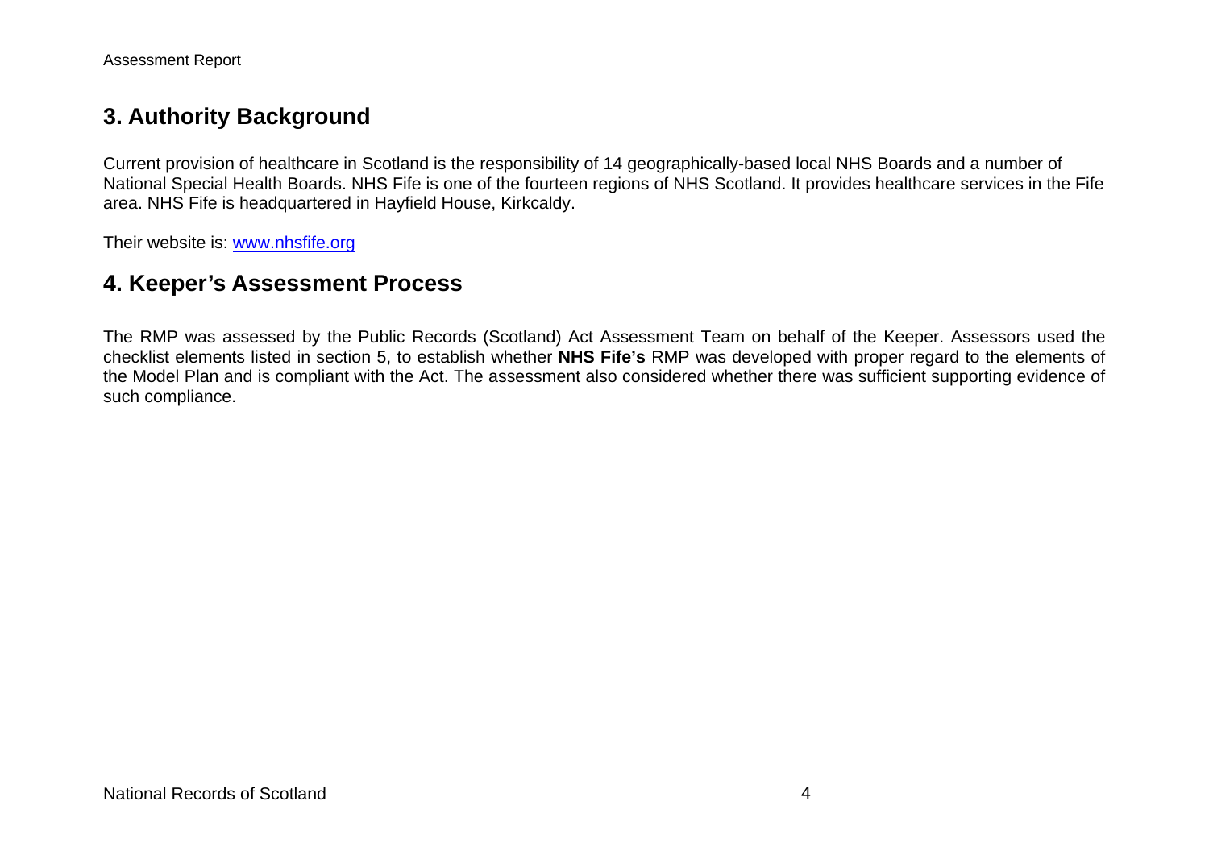## 3. Authority Background

Current provision of healthcare in Scotland is the responsibility of 14 geographically-based local NHS Boards and a number of National Special Health Boards. NHS Fife is one of the fourteen regions of NHS Scotland. It provides healthcare services in the Fife area. NHS Fife is headquartered in Hayfield House, Kirkcaldy.

Their website is: [www.nhsfife.org](http://www.nhsfife.org)

## 4. Keeper's Assessment Process

The RMP was assessed by the Public Records (Scotland) Act Assessment Team on behalf of the Keeper. Assessors used the checklist elements listed in section 5, to establish whether **NHS Fife's** RMP was developed with proper regard to the elements of the Model Plan and is compliant with the Act. The assessment also considered whether there was sufficient supporting evidence of such compliance.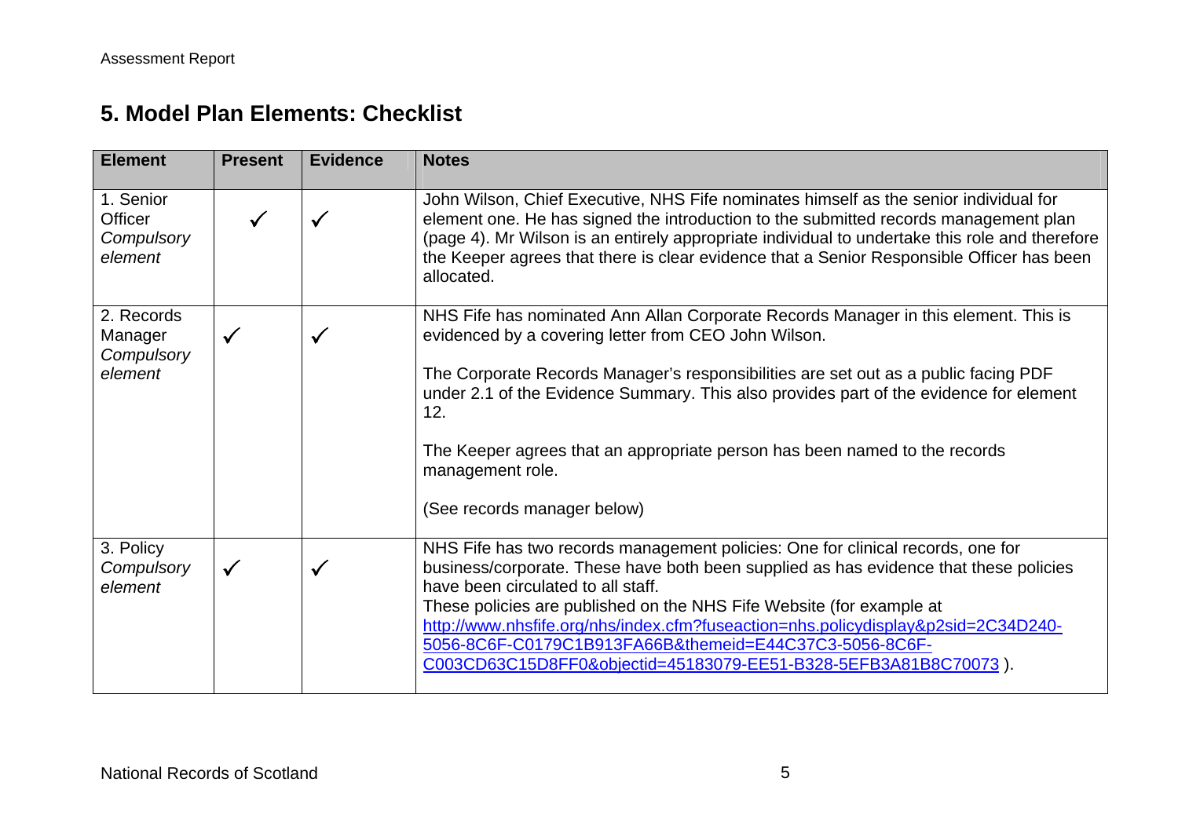## 5. Model Plan Elements: Checklist

| Element | Present | Evidence | Notes |
|---|---|---|---|
| 1. Senior Officer *Compulsory element* | ✓ | ✓ | John Wilson, Chief Executive, NHS Fife nominates himself as the senior individual for element one. He has signed the introduction to the submitted records management plan (page 4). Mr Wilson is an entirely appropriate individual to undertake this role and therefore the Keeper agrees that there is clear evidence that a Senior Responsible Officer has been allocated. |
| 2. Records Manager *Compulsory element* | ✓ | ✓ | NHS Fife has nominated Ann Allan Corporate Records Manager in this element. This is evidenced by a covering letter from CEO John Wilson.<br><br>The Corporate Records Manager's responsibilities are set out as a public facing PDF under 2.1 of the Evidence Summary. This also provides part of the evidence for element 12.<br><br>The Keeper agrees that an appropriate person has been named to the records management role.<br><br>(See records manager below) |
| 3. Policy *Compulsory element* | ✓ | ✓ | NHS Fife has two records management policies: One for clinical records, one for business/corporate. These have both been supplied as has evidence that these policies have been circulated to all staff.<br>These policies are published on the NHS Fife Website (for example at http://www.nhsfife.org/nhs/index.cfm?fuseaction=nhs.policydisplay&p2sid=2C34D240-5056-8C6F-C0179C1B913FA66B&themeid=E44C37C3-5056-8C6F-C003CD63C15D8FF0&objectid=45183079-EE51-B328-5EFB3A81B8C70073 ). |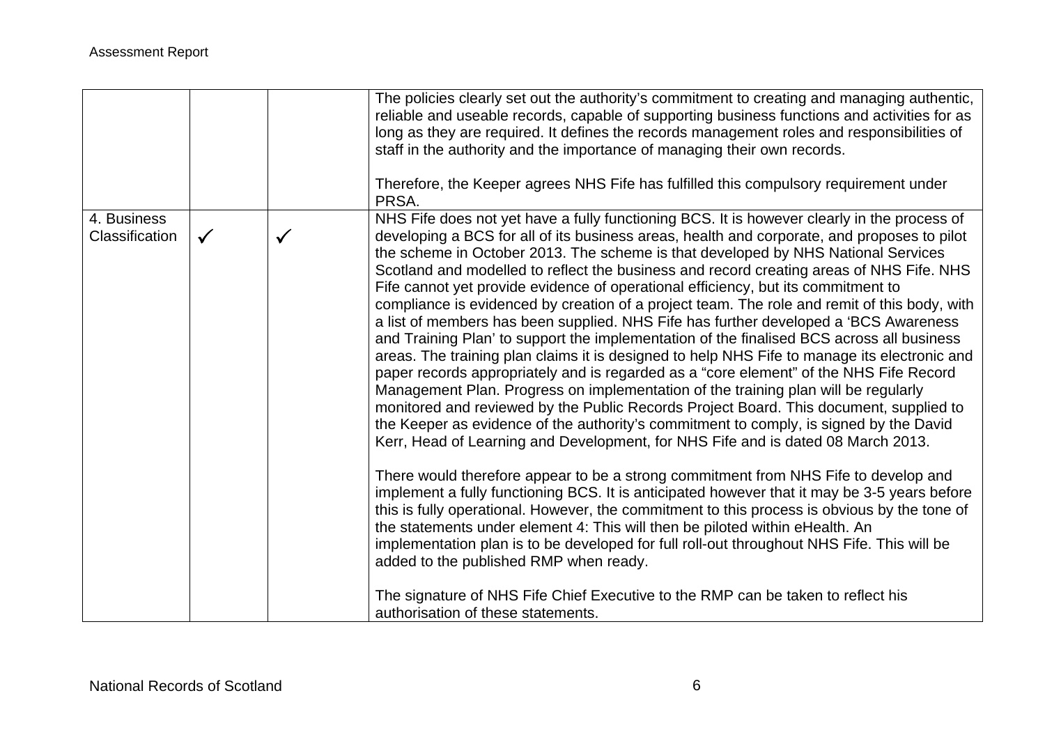| | | | |
|---|---|---|---|
| | | | The policies clearly set out the authority's commitment to creating and managing authentic, reliable and useable records, capable of supporting business functions and activities for as long as they are required. It defines the records management roles and responsibilities of staff in the authority and the importance of managing their own records.<br><br>Therefore, the Keeper agrees NHS Fife has fulfilled this compulsory requirement under PRSA. |
| 4. Business Classification | ✓ | ✓ | NHS Fife does not yet have a fully functioning BCS. It is however clearly in the process of developing a BCS for all of its business areas, health and corporate, and proposes to pilot the scheme in October 2013. The scheme is that developed by NHS National Services Scotland and modelled to reflect the business and record creating areas of NHS Fife. NHS Fife cannot yet provide evidence of operational efficiency, but its commitment to compliance is evidenced by creation of a project team. The role and remit of this body, with a list of members has been supplied. NHS Fife has further developed a 'BCS Awareness and Training Plan' to support the implementation of the finalised BCS across all business areas. The training plan claims it is designed to help NHS Fife to manage its electronic and paper records appropriately and is regarded as a "core element" of the NHS Fife Record Management Plan. Progress on implementation of the training plan will be regularly monitored and reviewed by the Public Records Project Board. This document, supplied to the Keeper as evidence of the authority's commitment to comply, is signed by the David Kerr, Head of Learning and Development, for NHS Fife and is dated 08 March 2013.<br><br>There would therefore appear to be a strong commitment from NHS Fife to develop and implement a fully functioning BCS. It is anticipated however that it may be 3-5 years before this is fully operational. However, the commitment to this process is obvious by the tone of the statements under element 4: This will then be piloted within eHealth. An implementation plan is to be developed for full roll-out throughout NHS Fife. This will be added to the published RMP when ready.<br><br>The signature of NHS Fife Chief Executive to the RMP can be taken to reflect his authorisation of these statements. |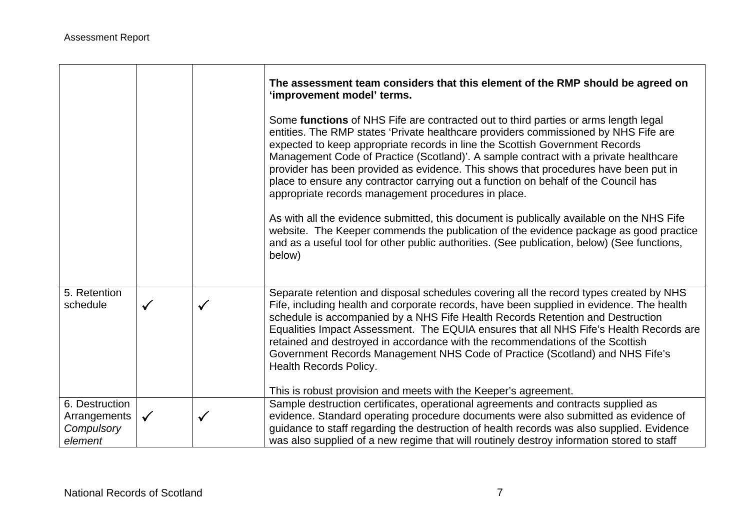| | | | |
|---|---|---|---|
| | | | **The assessment team considers that this element of the RMP should be agreed on 'improvement model' terms.**<br><br>Some **functions** of NHS Fife are contracted out to third parties or arms length legal entities. The RMP states 'Private healthcare providers commissioned by NHS Fife are expected to keep appropriate records in line the Scottish Government Records Management Code of Practice (Scotland)'. A sample contract with a private healthcare provider has been provided as evidence. This shows that procedures have been put in place to ensure any contractor carrying out a function on behalf of the Council has appropriate records management procedures in place.<br><br>As with all the evidence submitted, this document is publically available on the NHS Fife website. The Keeper commends the publication of the evidence package as good practice and as a useful tool for other public authorities. (See publication, below) (See functions, below) |
| 5. Retention schedule | ✓ | ✓ | Separate retention and disposal schedules covering all the record types created by NHS Fife, including health and corporate records, have been supplied in evidence. The health schedule is accompanied by a NHS Fife Health Records Retention and Destruction Equalities Impact Assessment. The EQUIA ensures that all NHS Fife's Health Records are retained and destroyed in accordance with the recommendations of the Scottish Government Records Management NHS Code of Practice (Scotland) and NHS Fife's Health Records Policy.<br><br>This is robust provision and meets with the Keeper's agreement. |
| 6. Destruction Arrangements *Compulsory element* | ✓ | ✓ | Sample destruction certificates, operational agreements and contracts supplied as evidence. Standard operating procedure documents were also submitted as evidence of guidance to staff regarding the destruction of health records was also supplied. Evidence was also supplied of a new regime that will routinely destroy information stored to staff |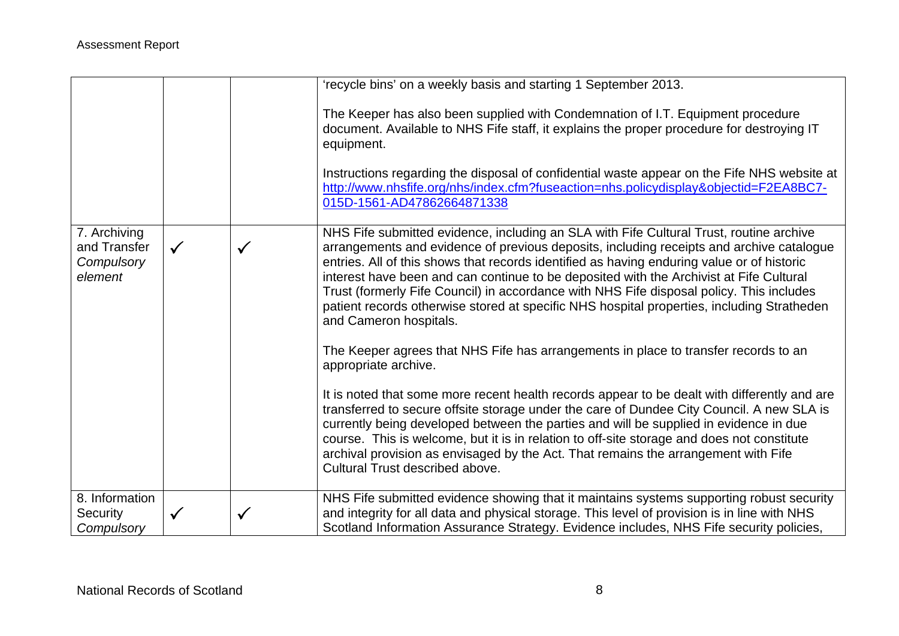| | | | |
|---|---|---|---|
| | | | 'recycle bins' on a weekly basis and starting 1 September 2013.<br><br>The Keeper has also been supplied with Condemnation of I.T. Equipment procedure document. Available to NHS Fife staff, it explains the proper procedure for destroying IT equipment.<br><br>Instructions regarding the disposal of confidential waste appear on the Fife NHS website at http://www.nhsfife.org/nhs/index.cfm?fuseaction=nhs.policydisplay&objectid=F2EA8BC7-015D-1561-AD47862664871338 |
| 7. Archiving and Transfer *Compulsory element* | ✓ | ✓ | NHS Fife submitted evidence, including an SLA with Fife Cultural Trust, routine archive arrangements and evidence of previous deposits, including receipts and archive catalogue entries. All of this shows that records identified as having enduring value or of historic interest have been and can continue to be deposited with the Archivist at Fife Cultural Trust (formerly Fife Council) in accordance with NHS Fife disposal policy. This includes patient records otherwise stored at specific NHS hospital properties, including Stratheden and Cameron hospitals.<br><br>The Keeper agrees that NHS Fife has arrangements in place to transfer records to an appropriate archive.<br><br>It is noted that some more recent health records appear to be dealt with differently and are transferred to secure offsite storage under the care of Dundee City Council. A new SLA is currently being developed between the parties and will be supplied in evidence in due course. This is welcome, but it is in relation to off-site storage and does not constitute archival provision as envisaged by the Act. That remains the arrangement with Fife Cultural Trust described above. |
| 8. Information Security *Compulsory* | ✓ | ✓ | NHS Fife submitted evidence showing that it maintains systems supporting robust security and integrity for all data and physical storage. This level of provision is in line with NHS Scotland Information Assurance Strategy. Evidence includes, NHS Fife security policies, |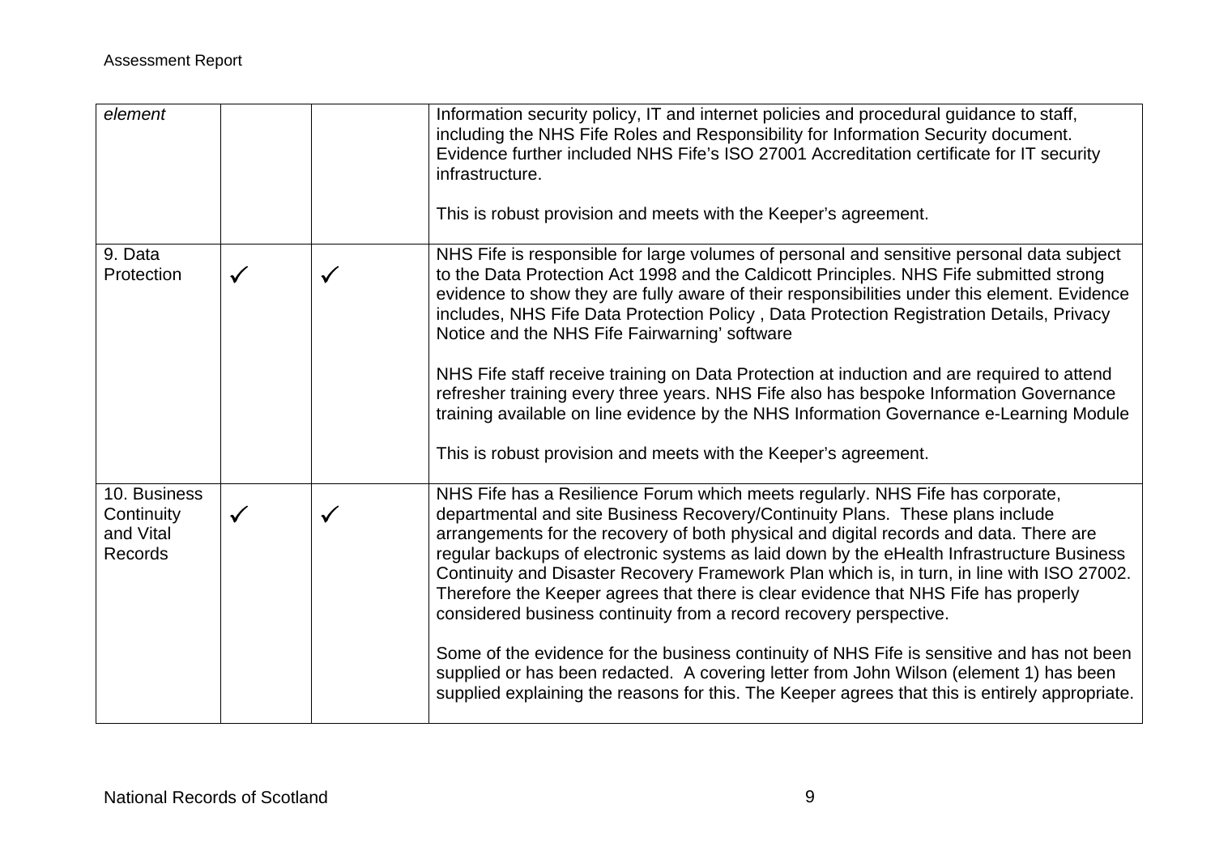| | | | |
|---|---|---|---|
| *element* | | | Information security policy, IT and internet policies and procedural guidance to staff, including the NHS Fife Roles and Responsibility for Information Security document. Evidence further included NHS Fife's ISO 27001 Accreditation certificate for IT security infrastructure.<br><br>This is robust provision and meets with the Keeper's agreement. |
| 9. Data Protection | ✓ | ✓ | NHS Fife is responsible for large volumes of personal and sensitive personal data subject to the Data Protection Act 1998 and the Caldicott Principles. NHS Fife submitted strong evidence to show they are fully aware of their responsibilities under this element. Evidence includes, NHS Fife Data Protection Policy , Data Protection Registration Details, Privacy Notice and the NHS Fife Fairwarning' software<br><br>NHS Fife staff receive training on Data Protection at induction and are required to attend refresher training every three years. NHS Fife also has bespoke Information Governance training available on line evidence by the NHS Information Governance e-Learning Module<br><br>This is robust provision and meets with the Keeper's agreement. |
| 10. Business Continuity and Vital Records | ✓ | ✓ | NHS Fife has a Resilience Forum which meets regularly. NHS Fife has corporate, departmental and site Business Recovery/Continuity Plans. These plans include arrangements for the recovery of both physical and digital records and data. There are regular backups of electronic systems as laid down by the eHealth Infrastructure Business Continuity and Disaster Recovery Framework Plan which is, in turn, in line with ISO 27002. Therefore the Keeper agrees that there is clear evidence that NHS Fife has properly considered business continuity from a record recovery perspective.<br><br>Some of the evidence for the business continuity of NHS Fife is sensitive and has not been supplied or has been redacted. A covering letter from John Wilson (element 1) has been supplied explaining the reasons for this. The Keeper agrees that this is entirely appropriate. |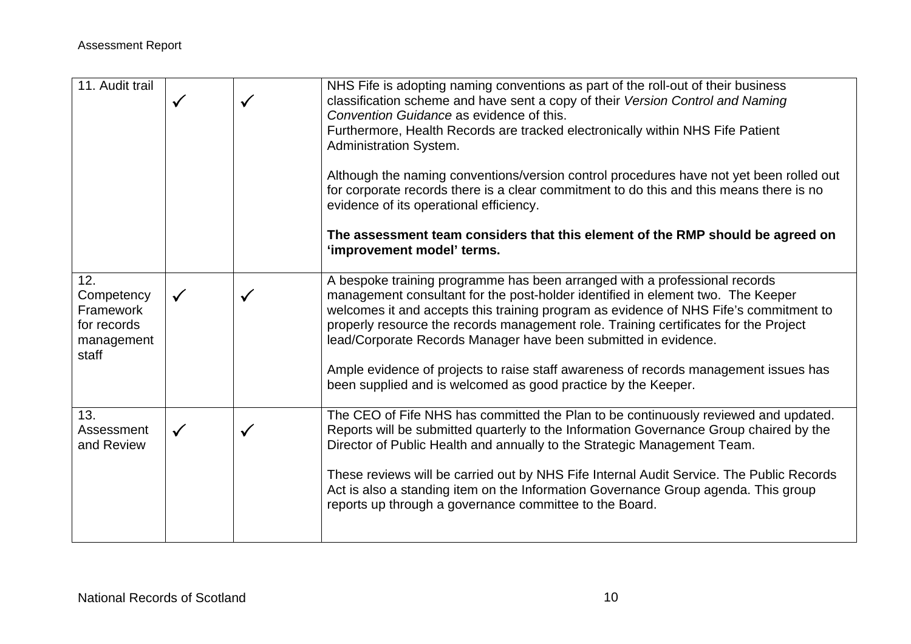| | | | |
|---|---|---|---|
| 11. Audit trail | ✓ | ✓ | NHS Fife is adopting naming conventions as part of the roll-out of their business classification scheme and have sent a copy of their *Version Control and Naming Convention Guidance* as evidence of this.<br>Furthermore, Health Records are tracked electronically within NHS Fife Patient Administration System.<br><br>Although the naming conventions/version control procedures have not yet been rolled out for corporate records there is a clear commitment to do this and this means there is no evidence of its operational efficiency.<br><br>**The assessment team considers that this element of the RMP should be agreed on 'improvement model' terms.** |
| 12. Competency Framework for records management staff | ✓ | ✓ | A bespoke training programme has been arranged with a professional records management consultant for the post-holder identified in element two. The Keeper welcomes it and accepts this training program as evidence of NHS Fife's commitment to properly resource the records management role. Training certificates for the Project lead/Corporate Records Manager have been submitted in evidence.<br><br>Ample evidence of projects to raise staff awareness of records management issues has been supplied and is welcomed as good practice by the Keeper. |
| 13. Assessment and Review | ✓ | ✓ | The CEO of Fife NHS has committed the Plan to be continuously reviewed and updated. Reports will be submitted quarterly to the Information Governance Group chaired by the Director of Public Health and annually to the Strategic Management Team.<br><br>These reviews will be carried out by NHS Fife Internal Audit Service. The Public Records Act is also a standing item on the Information Governance Group agenda. This group reports up through a governance committee to the Board. |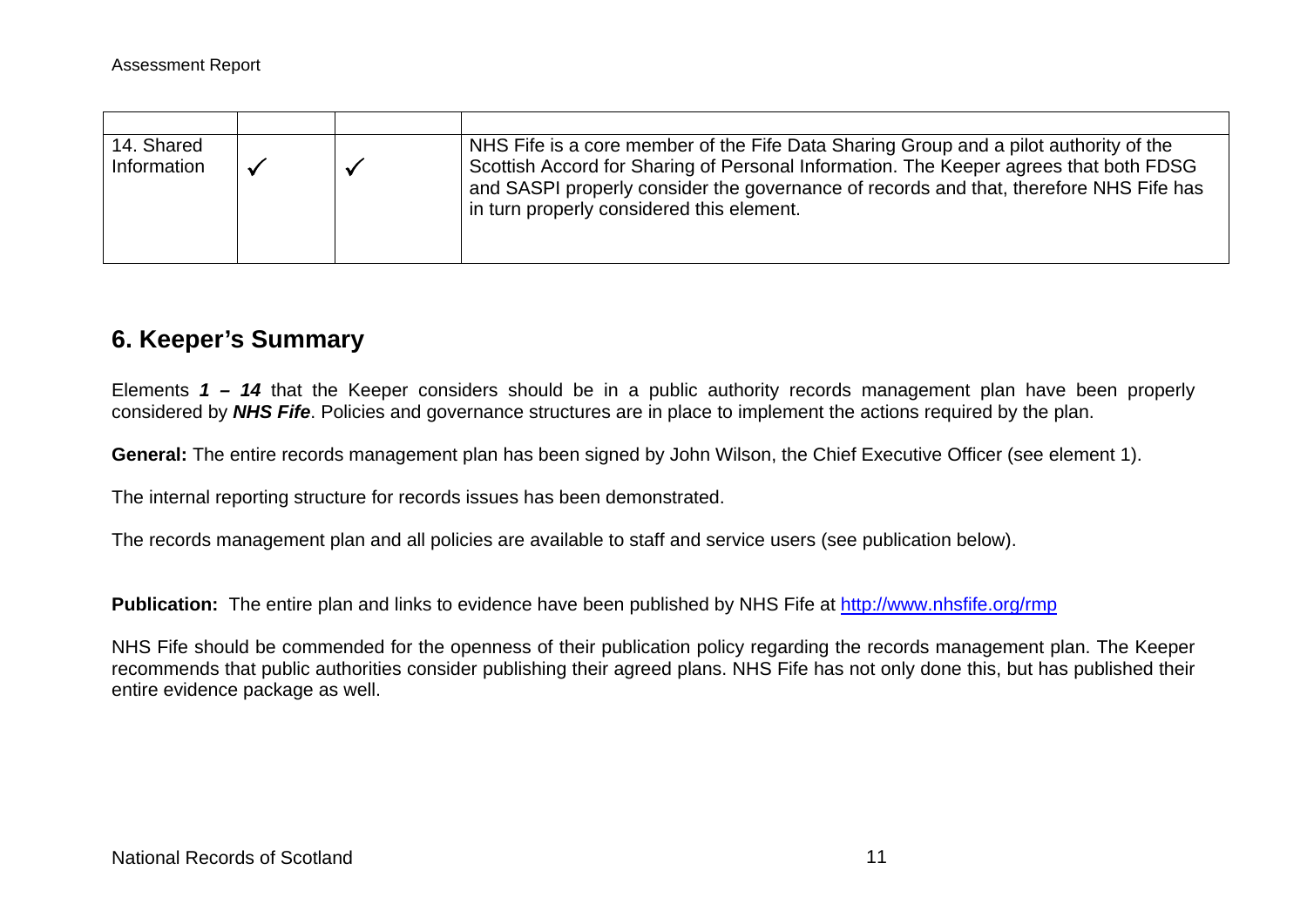| | | | |
|---|---|---|---|
| 14. Shared Information | ✓ | ✓ | NHS Fife is a core member of the Fife Data Sharing Group and a pilot authority of the Scottish Accord for Sharing of Personal Information. The Keeper agrees that both FDSG and SASPI properly consider the governance of records and that, therefore NHS Fife has in turn properly considered this element. |

## 6. Keeper's Summary

Elements ***1 – 14*** that the Keeper considers should be in a public authority records management plan have been properly considered by ***NHS Fife***. Policies and governance structures are in place to implement the actions required by the plan.

**General:** The entire records management plan has been signed by John Wilson, the Chief Executive Officer (see element 1).

The internal reporting structure for records issues has been demonstrated.

The records management plan and all policies are available to staff and service users (see publication below).

**Publication:** The entire plan and links to evidence have been published by NHS Fife at http://www.nhsfife.org/rmp

NHS Fife should be commended for the openness of their publication policy regarding the records management plan. The Keeper recommends that public authorities consider publishing their agreed plans. NHS Fife has not only done this, but has published their entire evidence package as well.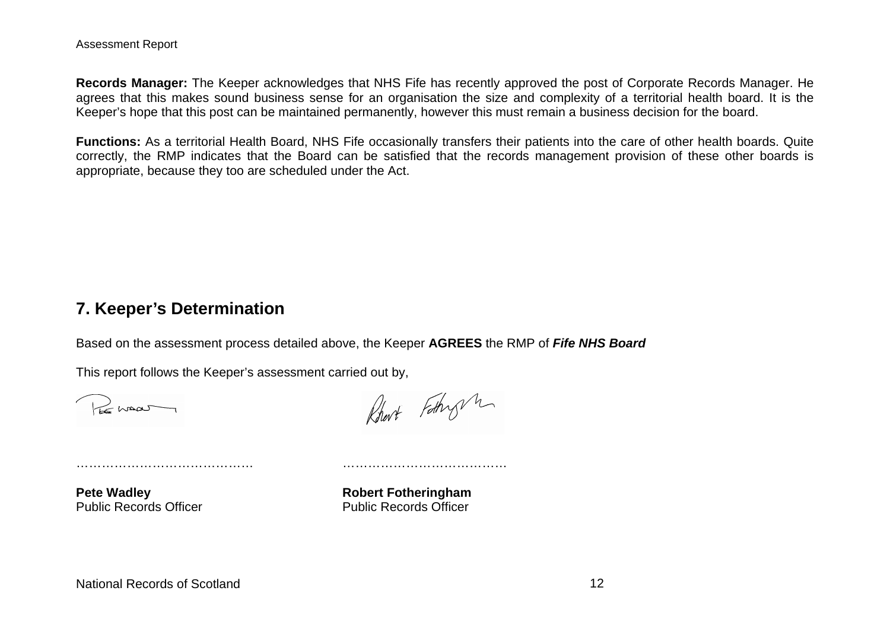**Records Manager:** The Keeper acknowledges that NHS Fife has recently approved the post of Corporate Records Manager. He agrees that this makes sound business sense for an organisation the size and complexity of a territorial health board. It is the Keeper's hope that this post can be maintained permanently, however this must remain a business decision for the board.

**Functions:** As a territorial Health Board, NHS Fife occasionally transfers their patients into the care of other health boards. Quite correctly, the RMP indicates that the Board can be satisfied that the records management provision of these other boards is appropriate, because they too are scheduled under the Act.

## 7. Keeper's Determination

Based on the assessment process detailed above, the Keeper **AGREES** the RMP of ***Fife NHS Board***

This report follows the Keeper's assessment carried out by,

…………………………………… ………………………………….

**Pete Wadley**
Public Records Officer

**Robert Fotheringham**
Public Records Officer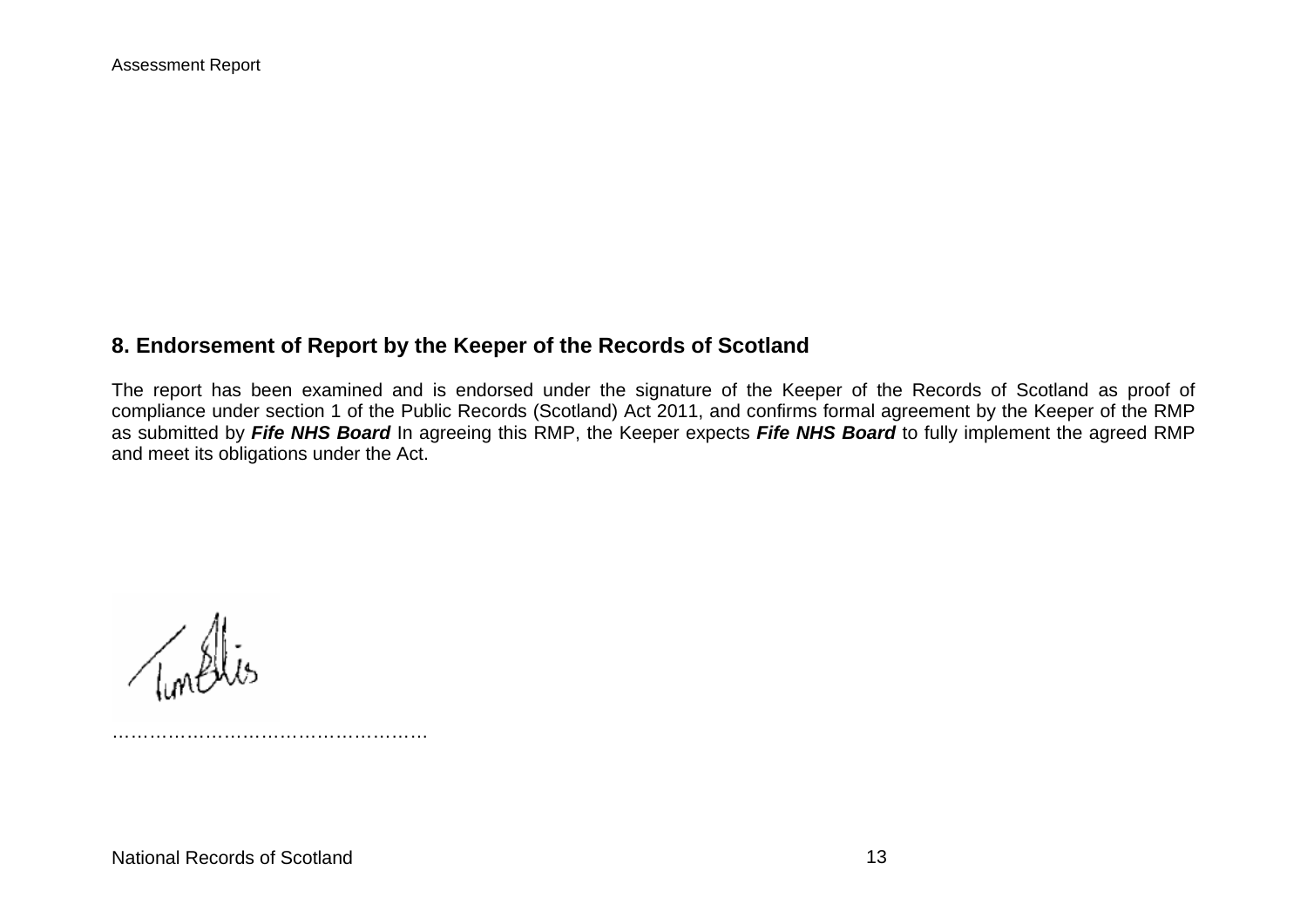## 8. Endorsement of Report by the Keeper of the Records of Scotland

The report has been examined and is endorsed under the signature of the Keeper of the Records of Scotland as proof of compliance under section 1 of the Public Records (Scotland) Act 2011, and confirms formal agreement by the Keeper of the RMP as submitted by ***Fife NHS Board*** In agreeing this RMP, the Keeper expects ***Fife NHS Board*** to fully implement the agreed RMP and meet its obligations under the Act.

……………………………………………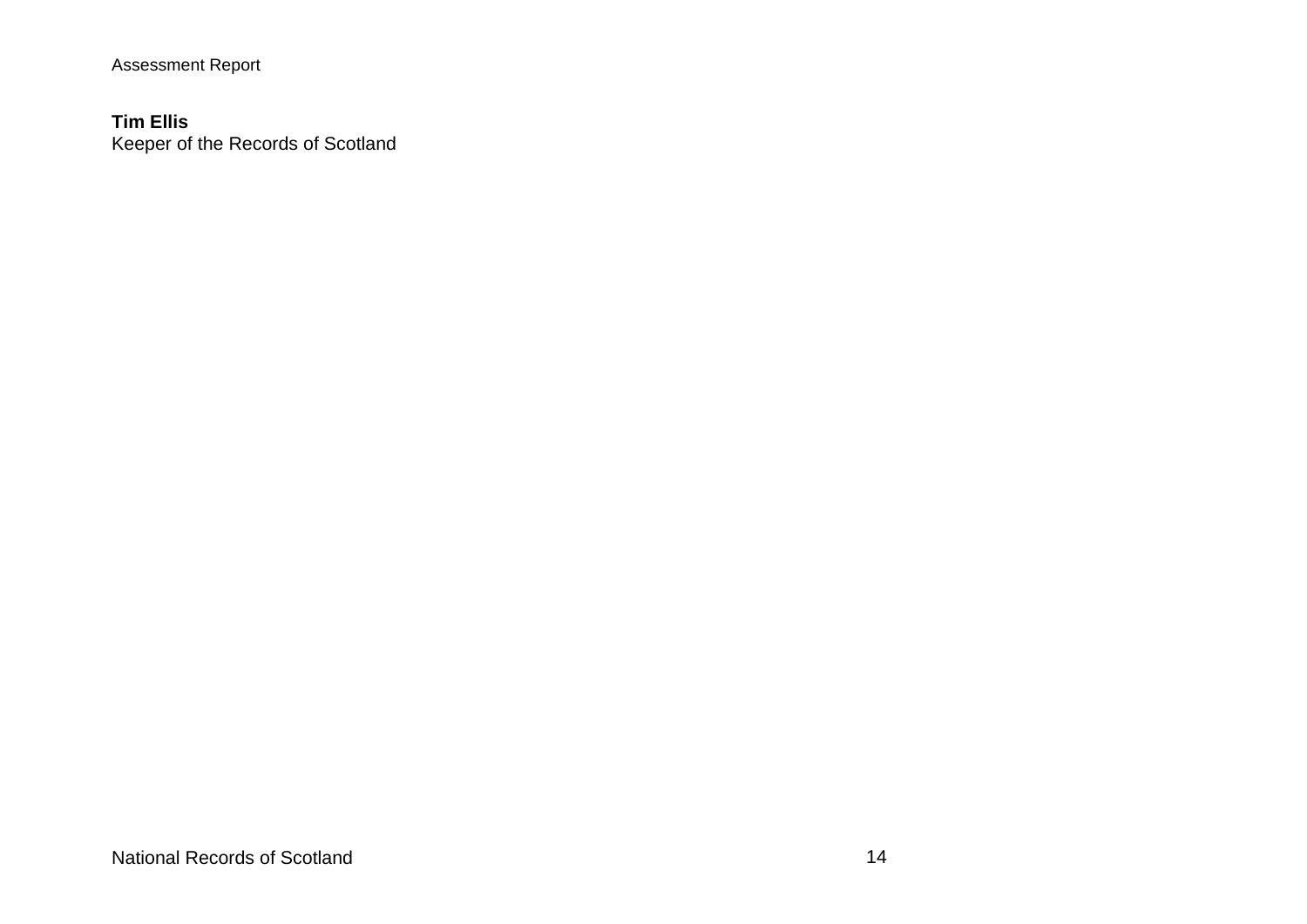**Tim Ellis**
Keeper of the Records of Scotland